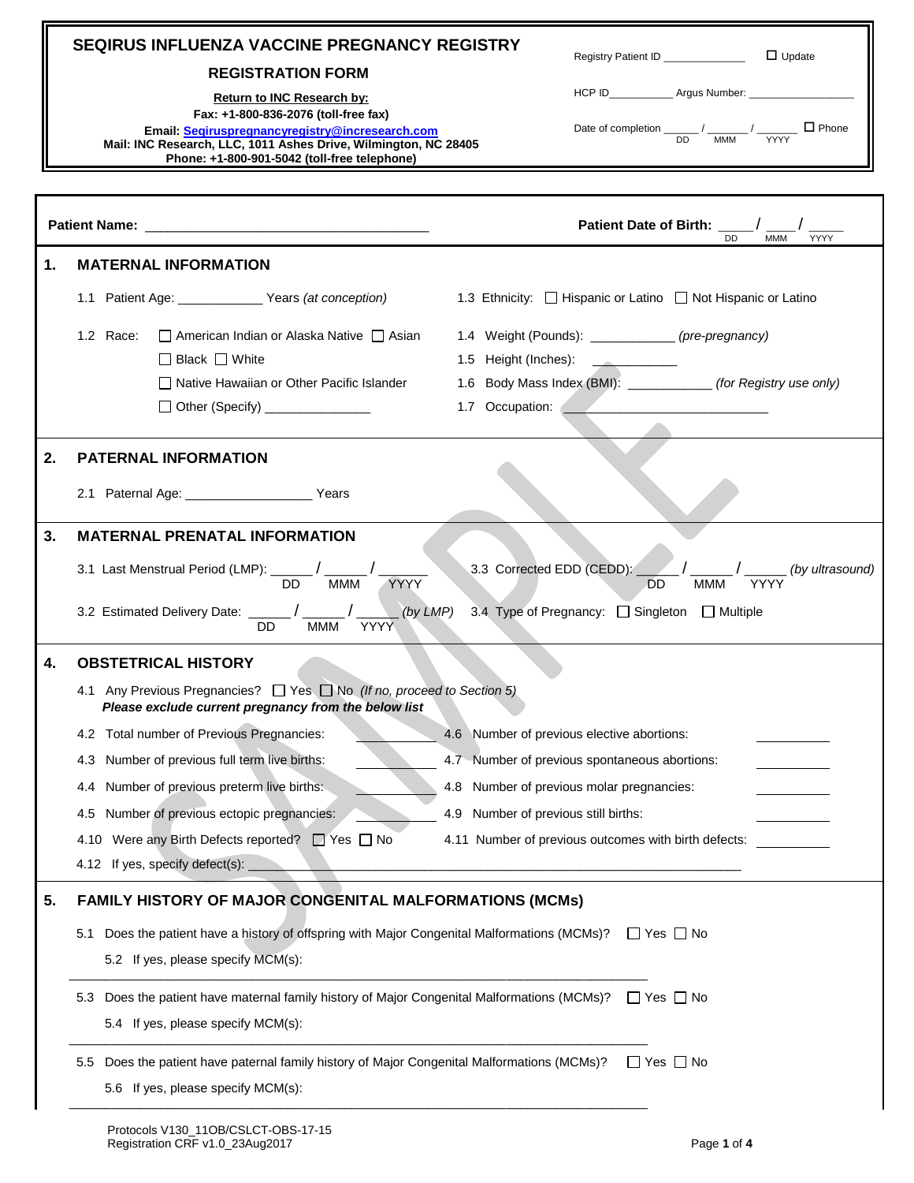# SEQIRUS INFLUENZA VACCINE PREGNANCY REGISTRY

## REGISTRATION FORM

**Return to INC Research by:**
**Fax: +1-800-836-2076 (toll-free fax)**
**Email: Seqiruspregnancyregistry@incresearch.com**
**Mail: INC Research, LLC, 1011 Ashes Drive, Wilmington, NC 28405**
**Phone: +1-800-901-5042 (toll-free telephone)**

Registry Patient ID ______________ ☐ Update

HCP ID__________ Argus Number: _________________

Date of completion ______ / _______ / _______ ☐ Phone
DD MMM YYYY

**Patient Name:** ______________________________________

**Patient Date of Birth:** ____ / ____ / _____
DD MMM YYYY

## 1. MATERNAL INFORMATION

1.1 Patient Age: ___________ Years *(at conception)*

1.2 Race: ☐ American Indian or Alaska Native ☐ Asian
☐ Black ☐ White
☐ Native Hawaiian or Other Pacific Islander
☐ Other (Specify) _______________

1.3 Ethnicity: ☐ Hispanic or Latino ☐ Not Hispanic or Latino

1.4 Weight (Pounds): ___________ *(pre-pregnancy)*

1.5 Height (Inches): ___________

1.6 Body Mass Index (BMI): ___________ *(for Registry use only)*

1.7 Occupation: ___________________________

## 2. PATERNAL INFORMATION

2.1 Paternal Age: _________________ Years

## 3. MATERNAL PRENATAL INFORMATION

3.1 Last Menstrual Period (LMP): ______ / ______ / _______
DD MMM YYYY

3.2 Estimated Delivery Date: ______ / ______ / ______ *(by LMP)*
DD MMM YYYY

3.3 Corrected EDD (CEDD): ______ / ______ / ______ *(by ultrasound)*
DD MMM YYYY

3.4 Type of Pregnancy: ☐ Singleton ☐ Multiple

## 4. OBSTETRICAL HISTORY

4.1 Any Previous Pregnancies? ☐ Yes ☐ No *(If no, proceed to Section 5)*
***Please exclude current pregnancy from the below list***

4.2 Total number of Previous Pregnancies: __________

4.3 Number of previous full term live births: __________

4.4 Number of previous preterm live births: __________

4.5 Number of previous ectopic pregnancies: __________

4.6 Number of previous elective abortions: __________

4.7 Number of previous spontaneous abortions: __________

4.8 Number of previous molar pregnancies: __________

4.9 Number of previous still births: __________

4.10 Were any Birth Defects reported? ☐ Yes ☐ No

4.11 Number of previous outcomes with birth defects: __________

4.12 If yes, specify defect(s): _______________________________________________

## 5. FAMILY HISTORY OF MAJOR CONGENITAL MALFORMATIONS (MCMs)

5.1 Does the patient have a history of offspring with Major Congenital Malformations (MCMs)? ☐ Yes ☐ No

5.2 If yes, please specify MCM(s):

_______________________________________________

5.3 Does the patient have maternal family history of Major Congenital Malformations (MCMs)? ☐ Yes ☐ No

5.4 If yes, please specify MCM(s):

_______________________________________________

5.5 Does the patient have paternal family history of Major Congenital Malformations (MCMs)? ☐ Yes ☐ No

5.6 If yes, please specify MCM(s):

_______________________________________________

Protocols V130_11OB/CSLCT-OBS-17-15
Registration CRF v1.0_23Aug2017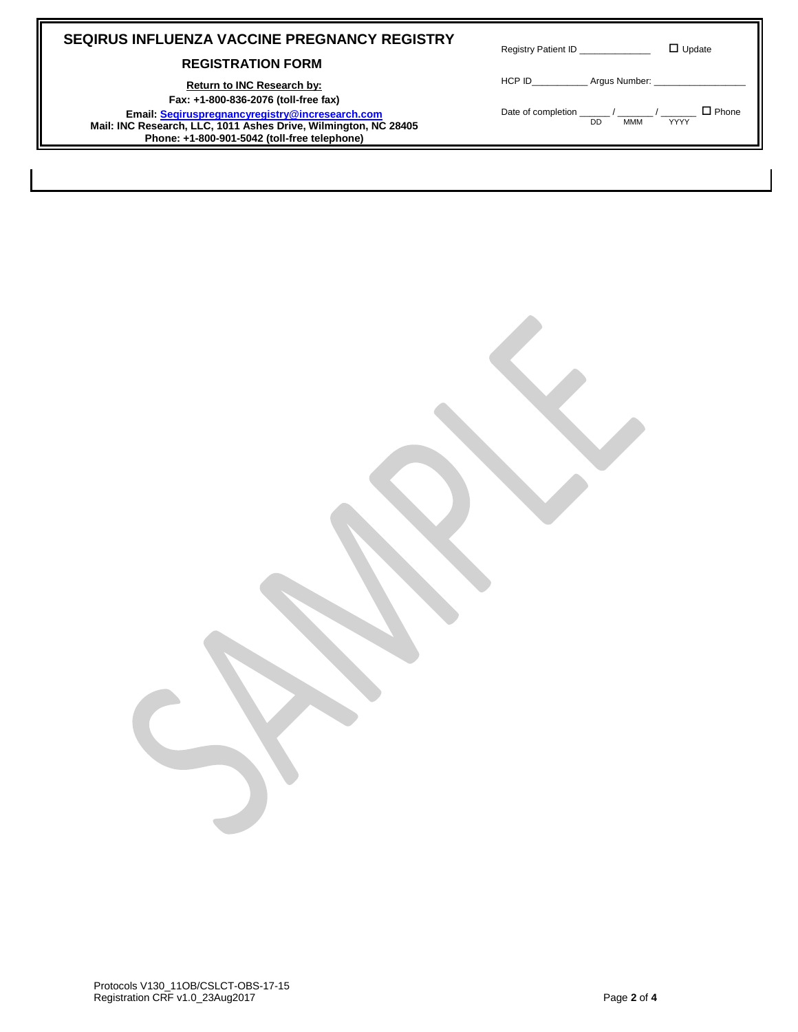# SEQIRUS INFLUENZA VACCINE PREGNANCY REGISTRY

## REGISTRATION FORM

**Return to INC Research by:**

**Fax: +1-800-836-2076 (toll-free fax)**

**Email: Seqiruspregnancyregistry@incresearch.com**

**Mail: INC Research, LLC, 1011 Ashes Drive, Wilmington, NC 28405**

**Phone: +1-800-901-5042 (toll-free telephone)**

Registry Patient ID _____________ ☐ Update

HCP ID__________ Argus Number: _________________

Date of completion ______ / _______ / _______ ☐ Phone
DD MMM YYYY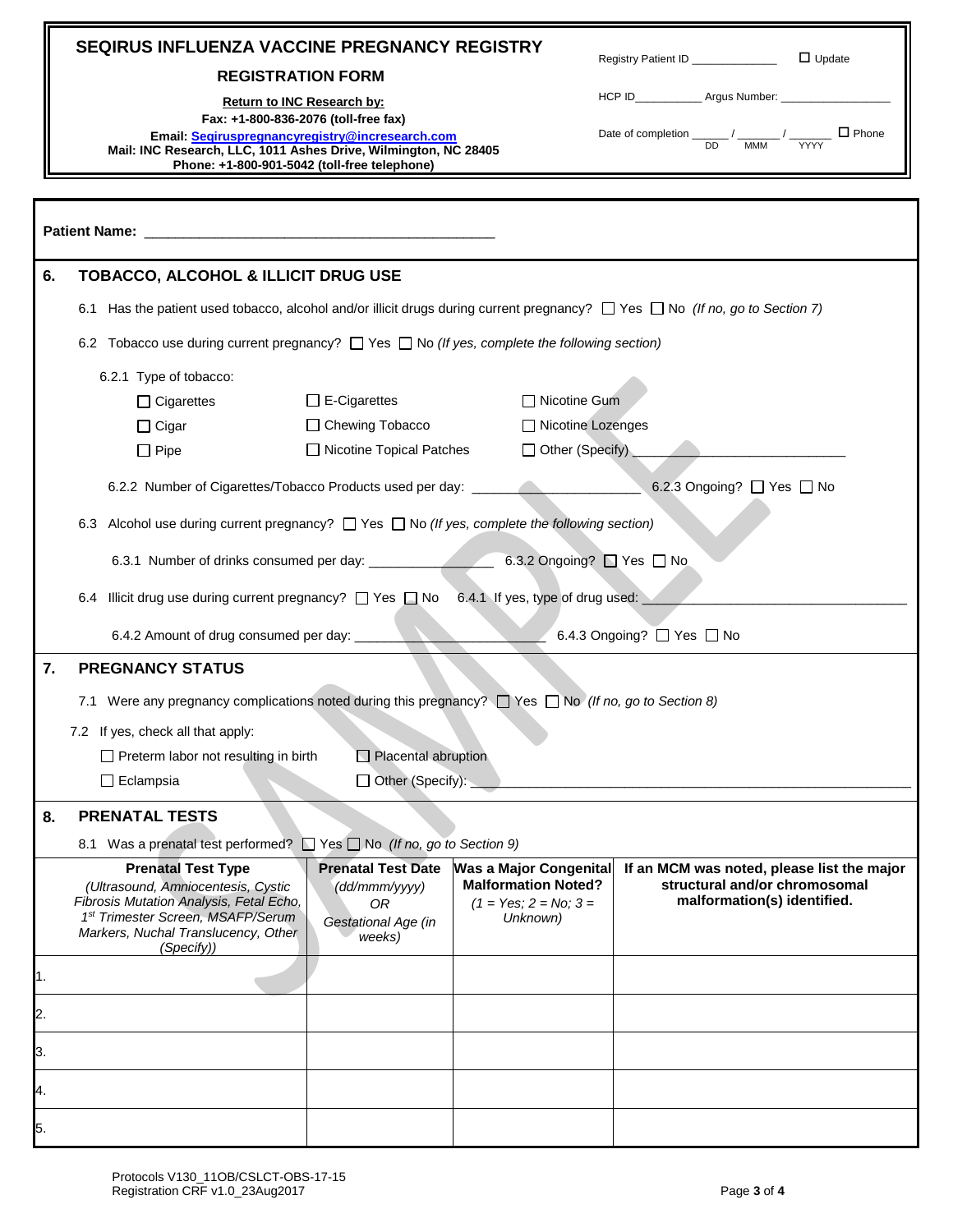**SEQIRUS INFLUENZA VACCINE PREGNANCY REGISTRY**

**REGISTRATION FORM**

**Return to INC Research by:**
**Fax: +1-800-836-2076 (toll-free fax)**
**Email: Seqiruspregnancyregistry@incresearch.com**
**Mail: INC Research, LLC, 1011 Ashes Drive, Wilmington, NC 28405**
**Phone: +1-800-901-5042 (toll-free telephone)**

Registry Patient ID _____________ ☐ Update

HCP ID__________ Argus Number: _________________

Date of completion ______ / _______ / _______ ☐ Phone
DD MMM YYYY

**Patient Name:** _____________________________________________

## 6. TOBACCO, ALCOHOL & ILLICIT DRUG USE

6.1 Has the patient used tobacco, alcohol and/or illicit drugs during current pregnancy? ☐ Yes ☐ No *(If no, go to Section 7)*

6.2 Tobacco use during current pregnancy? ☐ Yes ☐ No *(If yes, complete the following section)*

6.2.1 Type of tobacco:

☐ Cigarettes ☐ E-Cigarettes ☐ Nicotine Gum
☐ Cigar ☐ Chewing Tobacco ☐ Nicotine Lozenges
☐ Pipe ☐ Nicotine Topical Patches ☐ Other (Specify) ___________________________

6.2.2 Number of Cigarettes/Tobacco Products used per day: _____________________ 6.2.3 Ongoing? ☐ Yes ☐ No

6.3 Alcohol use during current pregnancy? ☐ Yes ☐ No *(If yes, complete the following section)*

6.3.1 Number of drinks consumed per day: ________________ 6.3.2 Ongoing? ☐ Yes ☐ No

6.4 Illicit drug use during current pregnancy? ☐ Yes ☐ No 6.4.1 If yes, type of drug used: ______________________________

6.4.2 Amount of drug consumed per day: _________________________ 6.4.3 Ongoing? ☐ Yes ☐ No

## 7. PREGNANCY STATUS

7.1 Were any pregnancy complications noted during this pregnancy? ☐ Yes ☐ No *(If no, go to Section 8)*

7.2 If yes, check all that apply:

☐ Preterm labor not resulting in birth ☐ Placental abruption
☐ Eclampsia ☐ Other (Specify): _______________________________________________

## 8. PRENATAL TESTS

8.1 Was a prenatal test performed? ☐ Yes ☐ No *(If no, go to Section 9)*

| **Prenatal Test Type** *(Ultrasound, Amniocentesis, Cystic Fibrosis Mutation Analysis, Fetal Echo, 1st Trimester Screen, MSAFP/Serum Markers, Nuchal Translucency, Other (Specify))* | **Prenatal Test Date** *(dd/mmm/yyyy) OR Gestational Age (in weeks)* | **Was a Major Congenital Malformation Noted?** *(1 = Yes; 2 = No; 3 = Unknown)* | **If an MCM was noted, please list the major structural and/or chromosomal malformation(s) identified.** |
|---|---|---|---|
| 1. | | | |
| 2. | | | |
| 3. | | | |
| 4. | | | |
| 5. | | | |

Protocols V130_11OB/CSLCT-OBS-17-15
Registration CRF v1.0_23Aug2017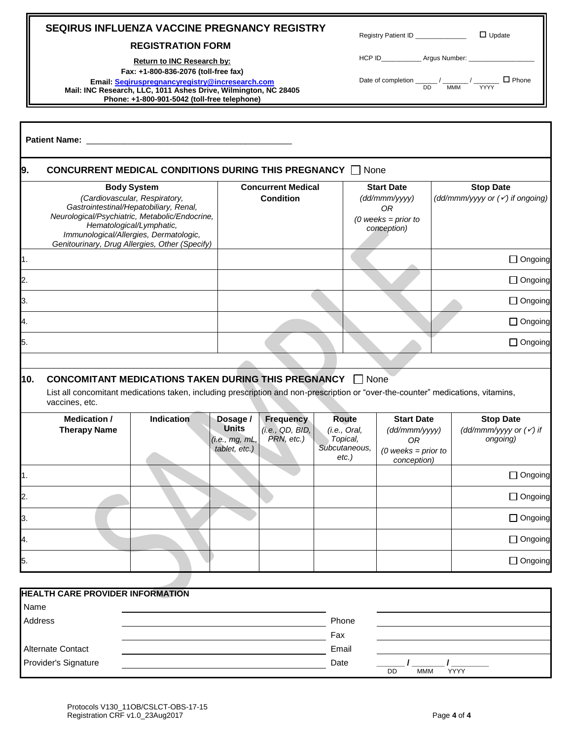## SEQIRUS INFLUENZA VACCINE PREGNANCY REGISTRY

### REGISTRATION FORM

**Return to INC Research by:**

**Fax: +1-800-836-2076 (toll-free fax)**

**Email: Seqiruspregnancyregistry@incresearch.com**

**Mail: INC Research, LLC, 1011 Ashes Drive, Wilmington, NC 28405**

**Phone: +1-800-901-5042 (toll-free telephone)**

Registry Patient ID ______________ ☐ Update

HCP ID__________ Argus Number: _________________

Date of completion ______ / _______ / _______ ☐ Phone
DD MMM YYYY

**Patient Name:** ____________________________________________

### 9. CONCURRENT MEDICAL CONDITIONS DURING THIS PREGNANCY ☐ None

| **Body System** *(Cardiovascular, Respiratory, Gastrointestinal/Hepatobiliary, Renal, Neurological/Psychiatric, Metabolic/Endocrine, Hematological/Lymphatic, Immunological/Allergies, Dermatologic, Genitourinary, Drug Allergies, Other (Specify)* | **Concurrent Medical Condition** | **Start Date** *(dd/mmm/yyyy) OR (0 weeks = prior to conception)* | **Stop Date** *(dd/mmm/yyyy or (✓) if ongoing)* |
|---|---|---|---|
| 1. | | | ☐ Ongoing |
| 2. | | | ☐ Ongoing |
| 3. | | | ☐ Ongoing |
| 4. | | | ☐ Ongoing |
| 5. | | | ☐ Ongoing |

### 10. CONCOMITANT MEDICATIONS TAKEN DURING THIS PREGNANCY ☐ None

List all concomitant medications taken, including prescription and non-prescription or "over-the-counter" medications, vitamins, vaccines, etc.

| **Medication / Therapy Name** | **Indication** | **Dosage / Units** *(i.e., mg, mL, tablet, etc.)* | **Frequency** *(i.e., QD, BID, PRN, etc.)* | **Route** *(i.e., Oral, Topical, Subcutaneous, etc.)* | **Start Date** *(dd/mmm/yyyy) OR (0 weeks = prior to conception)* | **Stop Date** *(dd/mmm/yyyy or (✓) if ongoing)* |
|---|---|---|---|---|---|---|
| 1. | | | | | | ☐ Ongoing |
| 2. | | | | | | ☐ Ongoing |
| 3. | | | | | | ☐ Ongoing |
| 4. | | | | | | ☐ Ongoing |
| 5. | | | | | | ☐ Ongoing |

**HEALTH CARE PROVIDER INFORMATION**

| | | | |
|---|---|---|---|
| Name | | | |
| Address | | Phone | |
| | | Fax | |
| Alternate Contact | | Email | |
| Provider's Signature | | Date | ______ / _______ / ________ DD MMM YYYY |

Protocols V130_11OB/CSLCT-OBS-17-15
Registration CRF v1.0_23Aug2017